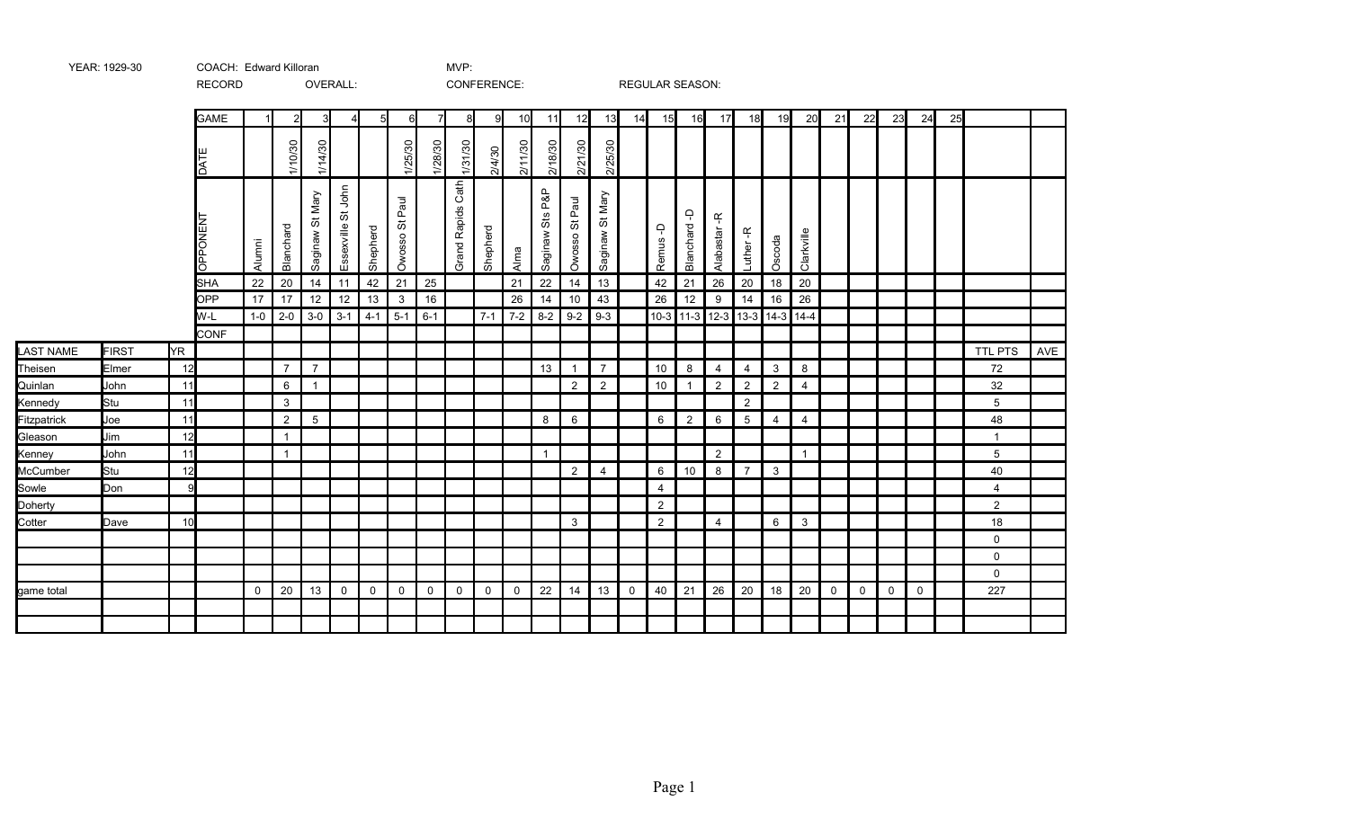YEAR: 1929-30 COACH: Edward Killoran MVP:

RECORD OVERALL: CONFERENCE: REGULAR SEASON:

| LAST NAME | FIRST | YR | GAME | 1 | 2 | 3 | 4 | 5 | 6 | 7 | 8 | 9 | 10 | 11 | 12 | 13 | 14 | 15 | 16 | 17 | 18 | 19 | 20 | 21 | 22 | 23 | 24 | 25 | TTL PTS | AVE |
|---|---|---|---|---|---|---|---|---|---|---|---|---|---|---|---|---|---|---|---|---|---|---|---|---|---|---|---|---|---|---|
| | | | DATE | | 1/10/30 | 1/14/30 | | | 1/25/30 | 1/28/30 | 1/31/30 | 2/4/30 | 2/11/30 | 2/18/30 | 2/21/30 | 2/25/30 | | | | | | | | | | | | | | |
| | | | OPPONENT | Alumni | Blanchard | Saginaw St Mary | Essexville St John | Shepherd | Owosso St Paul | | Grand Rapids Cath | Shepherd | Alma | Saginaw Sts P&P | Owosso St Paul | Saginaw St Mary | | Remus -D | Blanchard -D | Alabastar -R | Luther -R | Oscoda | Clarkville | | | | | | | |
| | | | SHA | 22 | 20 | 14 | 11 | 42 | 21 | 25 | | | 21 | 22 | 14 | 13 | | 42 | 21 | 26 | 20 | 18 | 20 | | | | | | | |
| | | | OPP | 17 | 17 | 12 | 12 | 13 | 3 | 16 | | | 26 | 14 | 10 | 43 | | 26 | 12 | 9 | 14 | 16 | 26 | | | | | | | |
| | | | W-L | 1-0 | 2-0 | 3-0 | 3-1 | 4-1 | 5-1 | 6-1 | | 7-1 | 7-2 | 8-2 | 9-2 | 9-3 | | 10-3 | 11-3 | 12-3 | 13-3 | 14-3 | 14-4 | | | | | | | |
| | | | CONF | | | | | | | | | | | | | | | | | | | | | | | | | | | |
| Theisen | Elmer | 12 | | | 7 | 7 | | | | | | | | 13 | 1 | 7 | | 10 | 8 | 4 | 4 | 3 | 8 | | | | | | 72 | |
| Quinlan | John | 11 | | | 6 | 1 | | | | | | | | | 2 | 2 | | 10 | 1 | 2 | 2 | 2 | 4 | | | | | | 32 | |
| Kennedy | Stu | 11 | | | 3 | | | | | | | | | | | | | | | | 2 | | | | | | | | 5 | |
| Fitzpatrick | Joe | 11 | | | 2 | 5 | | | | | | | | 8 | 6 | | | 6 | 2 | 6 | 5 | 4 | 4 | | | | | | 48 | |
| Gleason | Jim | 12 | | | 1 | | | | | | | | | | | | | | | | | | | | | | | | 1 | |
| Kenney | John | 11 | | | 1 | | | | | | | | | 1 | | | | | | 2 | | | 1 | | | | | | 5 | |
| McCumber | Stu | 12 | | | | | | | | | | | | | 2 | 4 | | 6 | 10 | 8 | 7 | 3 | | | | | | | 40 | |
| Sowle | Don | 9 | | | | | | | | | | | | | | | | 4 | | | | | | | | | | | 4 | |
| Doherty | | | | | | | | | | | | | | | | | | 2 | | | | | | | | | | | 2 | |
| Cotter | Dave | 10 | | | | | | | | | | | | | 3 | | | 2 | | 4 | | 6 | 3 | | | | | | 18 | |
| | | | | | | | | | | | | | | | | | | | | | | | | | | | | | 0 | |
| | | | | | | | | | | | | | | | | | | | | | | | | | | | | | 0 | |
| | | | | | | | | | | | | | | | | | | | | | | | | | | | | | 0 | |
| game total | | | | 0 | 20 | 13 | 0 | 0 | 0 | 0 | 0 | 0 | 0 | 22 | 14 | 13 | 0 | 40 | 21 | 26 | 20 | 18 | 20 | 0 | 0 | 0 | 0 | | 227 | |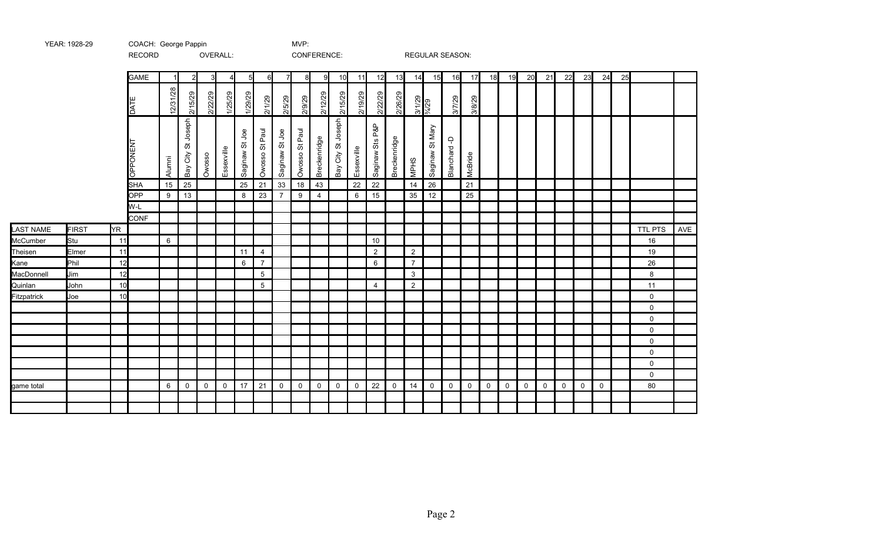YEAR: 1928-29 COACH: George Pappin MVP:

RECORD OVERALL: CONFERENCE: REGULAR SEASON:

| | | | GAME | 1 | 2 | 3 | 4 | 5 | 6 | 7 | 8 | 9 | 10 | 11 | 12 | 13 | 14 | 15 | 16 | 17 | 18 | 19 | 20 | 21 | 22 | 23 | 24 | 25 | | |
|---|---|---|---|---|---|---|---|---|---|---|---|---|---|---|---|---|---|---|---|---|---|---|---|---|---|---|---|---|---|---|
| | | | DATE | 12/31/28 | 2/15/29 | 2/22/29 | 1/25/29 | 1/29/29 | 2/1/29 | 2/5/29 | 2/9/29 | 2/12/29 | 2/15/29 | 2/19/29 | 2/22/29 | 2/26/29 | 3/1/29 | 3/4/29 | 3/7/29 | 3/8/29 | | | | | | | | | | |
| | | | OPPONENT | Alumni | Bay City St Joseph | Owosso | Essexville | Saginaw St Joe | Owosso St Paul | Saginaw St Joe | Owosso St Paul | Breckenridge | Bay City St Joseph | Essexville | Saginaw Sts P&P | Breckenridge | MPHS | Saginaw St Mary | Blanchard -D | McBride | | | | | | | | | | |
| | | | SHA | 15 | 25 | | | 25 | 21 | 33 | 18 | 43 | | 22 | 22 | | 14 | 26 | | 21 | | | | | | | | | | |
| | | | OPP | 9 | 13 | | | 8 | 23 | 7 | 9 | 4 | | 6 | 15 | | 35 | 12 | | 25 | | | | | | | | | | |
| | | | W-L | | | | | | | | | | | | | | | | | | | | | | | | | | | |
| | | | CONF | | | | | | | | | | | | | | | | | | | | | | | | | | | |
| LAST NAME | FIRST | YR | | | | | | | | | | | | | | | | | | | | | | | | | | | TTL PTS | AVE |
| McCumber | Stu | 11 | | | 6 | | | | | | | | | | 10 | | | | | | | | | | | | | | 16 | |
| Theisen | Elmer | 11 | | | | | | 11 | 4 | | | | | | 2 | | 2 | | | | | | | | | | | | 19 | |
| Kane | Phil | 12 | | | | | | 6 | 7 | | | | | | 6 | | 7 | | | | | | | | | | | | 26 | |
| MacDonnell | Jim | 12 | | | | | | | 5 | | | | | | | | 3 | | | | | | | | | | | | 8 | |
| Quinlan | John | 10 | | | | | | | 5 | | | | | | 4 | | 2 | | | | | | | | | | | | 11 | |
| Fitzpatrick | Joe | 10 | | | | | | | | | | | | | | | | | | | | | | | | | | | 0 | |
| | | | | | | | | | | | | | | | | | | | | | | | | | | | | | 0 | |
| | | | | | | | | | | | | | | | | | | | | | | | | | | | | | 0 | |
| | | | | | | | | | | | | | | | | | | | | | | | | | | | | | 0 | |
| | | | | | | | | | | | | | | | | | | | | | | | | | | | | | 0 | |
| | | | | | | | | | | | | | | | | | | | | | | | | | | | | | 0 | |
| | | | | | | | | | | | | | | | | | | | | | | | | | | | | | 0 | |
| | | | | | | | | | | | | | | | | | | | | | | | | | | | | | 0 | |
| game total | | | | 6 | 0 | 0 | 0 | 17 | 21 | 0 | 0 | 0 | 0 | 0 | 22 | 0 | 14 | 0 | 0 | 0 | 0 | 0 | 0 | 0 | 0 | 0 | 0 | | 80 | |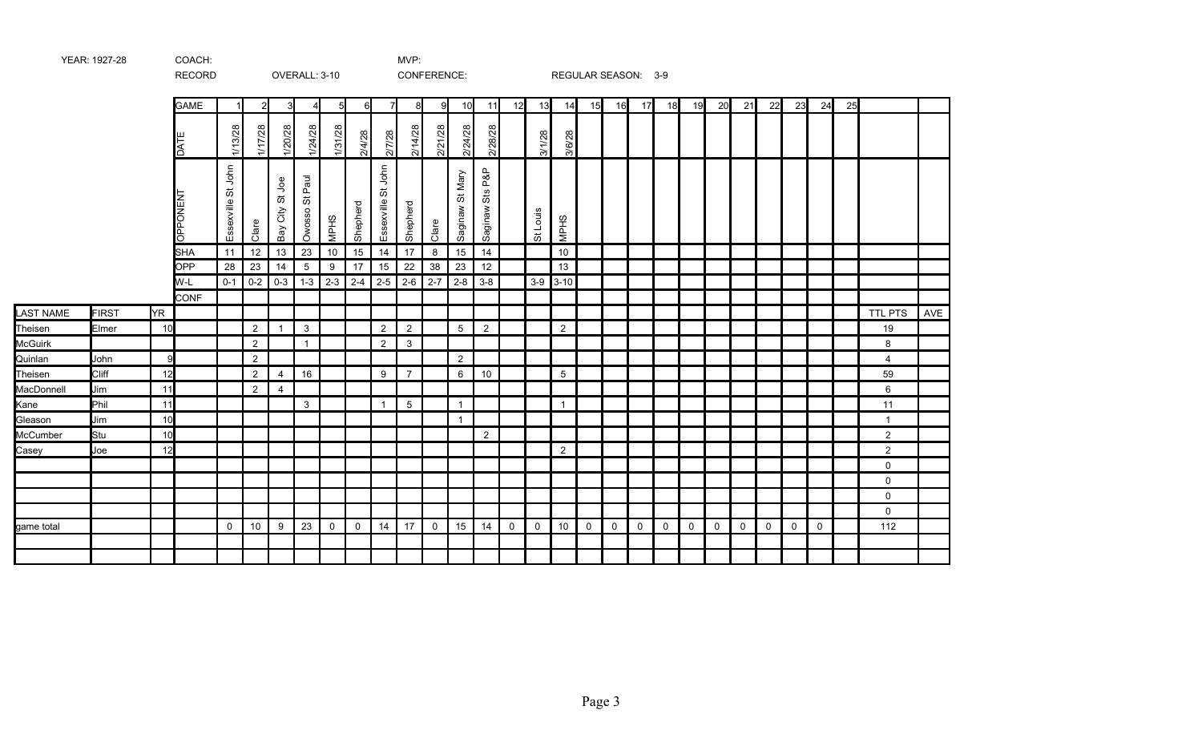YEAR: 1927-28 COACH: MVP:

RECORD OVERALL: 3-10 CONFERENCE: REGULAR SEASON: 3-9

| | | | GAME | 1 | 2 | 3 | 4 | 5 | 6 | 7 | 8 | 9 | 10 | 11 | 12 | 13 | 14 | 15 | 16 | 17 | 18 | 19 | 20 | 21 | 22 | 23 | 24 | 25 | | |
|---|---|---|---|---|---|---|---|---|---|---|---|---|---|---|---|---|---|---|---|---|---|---|---|---|---|---|---|---|---|---|
| | | | DATE | 1/13/28 | 1/17/28 | 1/20/28 | 1/24/28 | 1/31/28 | 2/4/28 | 2/7/28 | 2/14/28 | 2/21/28 | 2/24/28 | 2/28/28 | | 3/1/28 | 3/6/28 | | | | | | | | | | | | | |
| | | | OPPONENT | Essexville St John | Clare | Bay City St Joe | Owosso St Paul | MPHS | Shepherd | Essexville St John | Shepherd | Clare | Saginaw St Mary | Saginaw Sts P&P | | St Louis | MPHS | | | | | | | | | | | | | |
| | | | SHA | 11 | 12 | 13 | 23 | 10 | 15 | 14 | 17 | 8 | 15 | 14 | | | 10 | | | | | | | | | | | | | |
| | | | OPP | 28 | 23 | 14 | 5 | 9 | 17 | 15 | 22 | 38 | 23 | 12 | | | 13 | | | | | | | | | | | | | |
| | | | W-L | 0-1 | 0-2 | 0-3 | 1-3 | 2-3 | 2-4 | 2-5 | 2-6 | 2-7 | 2-8 | 3-8 | | 3-9 | 3-10 | | | | | | | | | | | | | |
| | | | CONF | | | | | | | | | | | | | | | | | | | | | | | | | | | |
| LAST NAME | FIRST | YR | | | | | | | | | | | | | | | | | | | | | | | | | | | TTL PTS | AVE |
| Theisen | Elmer | 10 | | | 2 | 1 | 3 | | | 2 | 2 | | 5 | 2 | | | 2 | | | | | | | | | | | | 19 | |
| McGuirk | | | | | 2 | | 1 | | | 2 | 3 | | | | | | | | | | | | | | | | | | 8 | |
| Quinlan | John | 9 | | | 2 | | | | | | | | 2 | | | | | | | | | | | | | | | | 4 | |
| Theisen | Cliff | 12 | | | 2 | 4 | 16 | | | 9 | 7 | | 6 | 10 | | | 5 | | | | | | | | | | | | 59 | |
| MacDonnell | Jim | 11 | | | 2 | 4 | | | | | | | | | | | | | | | | | | | | | | | 6 | |
| Kane | Phil | 11 | | | | | 3 | | | 1 | 5 | | 1 | | | | 1 | | | | | | | | | | | | 11 | |
| Gleason | Jim | 10 | | | | | | | | | | | 1 | | | | | | | | | | | | | | | | 1 | |
| McCumber | Stu | 10 | | | | | | | | | | | | 2 | | | | | | | | | | | | | | | 2 | |
| Casey | Joe | 12 | | | | | | | | | | | | | | | 2 | | | | | | | | | | | | 2 | |
| | | | | | | | | | | | | | | | | | | | | | | | | | | | | | 0 | |
| | | | | | | | | | | | | | | | | | | | | | | | | | | | | | 0 | |
| | | | | | | | | | | | | | | | | | | | | | | | | | | | | | 0 | |
| | | | | | | | | | | | | | | | | | | | | | | | | | | | | | 0 | |
| game total | | | | 0 | 10 | 9 | 23 | 0 | 0 | 14 | 17 | 0 | 15 | 14 | 0 | 0 | 10 | 0 | 0 | 0 | 0 | 0 | 0 | 0 | 0 | 0 | 0 | | 112 | |
| | | | | | | | | | | | | | | | | | | | | | | | | | | | | | | |
| | | | | | | | | | | | | | | | | | | | | | | | | | | | | | | |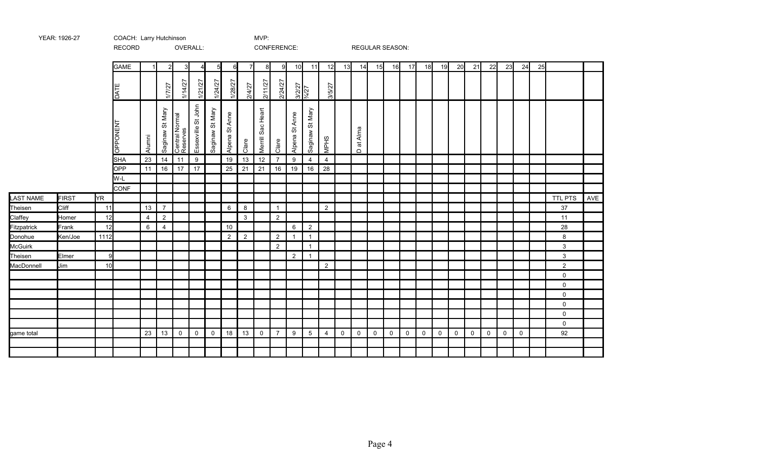YEAR: 1926-27 | COACH: Larry Hutchinson | MVP:

RECORD | OVERALL: | CONFERENCE: | REGULAR SEASON:

| LAST NAME | FIRST | YR | | 1 | 2 | 3 | 4 | 5 | 6 | 7 | 8 | 9 | 10 | 11 | 12 | 13 | 14 | 15 | 16 | 17 | 18 | 19 | 20 | 21 | 22 | 23 | 24 | 25 | TTL PTS | AVE |
|---|---|---|---|---|---|---|---|---|---|---|---|---|---|---|---|---|---|---|---|---|---|---|---|---|---|---|---|---|---|---|
| | | | GAME | 1 | 2 | 3 | 4 | 5 | 6 | 7 | 8 | 9 | 10 | 11 | 12 | 13 | 14 | 15 | 16 | 17 | 18 | 19 | 20 | 21 | 22 | 23 | 24 | 25 | | |
| | | | DATE | | 1/7/27 | 1/14/27 | 1/21/27 | 1/24/27 | 1/28/27 | 2/4/27 | 2/11/27 | 2/24/27 | 3/2/27 | ¾/27 | 3/5/27 | | | | | | | | | | | | | | | |
| | | | OPPONENT | Alumni | Saginaw St Mary | Central Normal Reserves | Essexville St John | Saginaw St Mary | Alpena St Anne | Clare | Merrill Sac Heart | Clare | Alpena St Anne | Saginaw St Mary | MPHS | | D at Alma | | | | | | | | | | | | | |
| | | | SHA | 23 | 14 | 11 | 9 | | 19 | 13 | 12 | 7 | 9 | 4 | 4 | | | | | | | | | | | | | | | |
| | | | OPP | 11 | 16 | 17 | 17 | | 25 | 21 | 21 | 16 | 19 | 16 | 28 | | | | | | | | | | | | | | | |
| | | | W-L | | | | | | | | | | | | | | | | | | | | | | | | | | | |
| | | | CONF | | | | | | | | | | | | | | | | | | | | | | | | | | | |
| Theisen | Cliff | 11 | | 13 | 7 | | | | 6 | 8 | | 1 | | | 2 | | | | | | | | | | | | | | 37 | |
| Claffey | Homer | 12 | | 4 | 2 | | | | | 3 | | 2 | | | | | | | | | | | | | | | | | 11 | |
| Fitzpatrick | Frank | 12 | | 6 | 4 | | | | 10 | | | | 6 | 2 | | | | | | | | | | | | | | | 28 | |
| Donohue | Ken/Joe | 1112 | | | | | | | 2 | 2 | | 2 | 1 | 1 | | | | | | | | | | | | | | | 8 | |
| McGuirk | | | | | | | | | | | | 2 | | 1 | | | | | | | | | | | | | | | 3 | |
| Theisen | Elmer | 9 | | | | | | | | | | | 2 | 1 | | | | | | | | | | | | | | | 3 | |
| MacDonnell | Jim | 10 | | | | | | | | | | | | | 2 | | | | | | | | | | | | | | 2 | |
| | | | | | | | | | | | | | | | | | | | | | | | | | | | | | 0 | |
| | | | | | | | | | | | | | | | | | | | | | | | | | | | | | 0 | |
| | | | | | | | | | | | | | | | | | | | | | | | | | | | | | 0 | |
| | | | | | | | | | | | | | | | | | | | | | | | | | | | | | 0 | |
| | | | | | | | | | | | | | | | | | | | | | | | | | | | | | 0 | |
| | | | | | | | | | | | | | | | | | | | | | | | | | | | | | 0 | |
| game total | | | | 23 | 13 | 0 | 0 | 0 | 18 | 13 | 0 | 7 | 9 | 5 | 4 | 0 | 0 | 0 | 0 | 0 | 0 | 0 | 0 | 0 | 0 | 0 | 0 | | 92 | |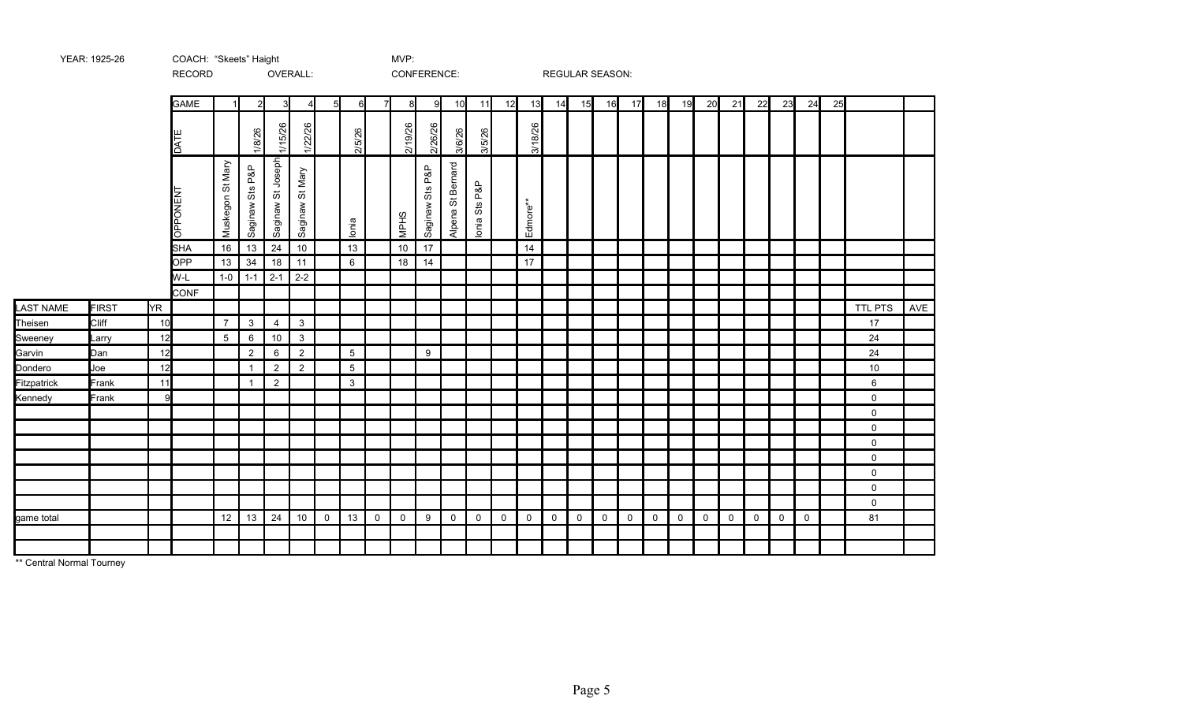YEAR: 1925-26 COACH: "Skeets" Haight MVP:

RECORD OVERALL: CONFERENCE: REGULAR SEASON:

| | | | GAME | 1 | 2 | 3 | 4 | 5 | 6 | 7 | 8 | 9 | 10 | 11 | 12 | 13 | 14 | 15 | 16 | 17 | 18 | 19 | 20 | 21 | 22 | 23 | 24 | 25 | | |
|---|---|---|---|---|---|---|---|---|---|---|---|---|---|---|---|---|---|---|---|---|---|---|---|---|---|---|---|---|---|---|
| | | | DATE | | 1/8/26 | 1/15/26 | 1/22/26 | | 2/5/26 | | 2/19/26 | 2/26/26 | 3/6/26 | 3/5/26 | | 3/18/26 | | | | | | | | | | | | | | |
| | | | OPPONENT | Muskegon St Mary | Saginaw Sts P&P | Saginaw St Joseph | Saginaw St Mary | | Ionia | | MPHS | Saginaw Sts P&P | Alpena St Bernard | Ionia Sts P&P | | Edmore** | | | | | | | | | | | | | | |
| | | | SHA | 16 | 13 | 24 | 10 | | 13 | | 10 | 17 | | | | 14 | | | | | | | | | | | | | | |
| | | | OPP | 13 | 34 | 18 | 11 | | 6 | | 18 | 14 | | | | 17 | | | | | | | | | | | | | | |
| | | | W-L | 1-0 | 1-1 | 2-1 | 2-2 | | | | | | | | | | | | | | | | | | | | | | | |
| | | | CONF | | | | | | | | | | | | | | | | | | | | | | | | | | | |
| LAST NAME | FIRST | YR | | | | | | | | | | | | | | | | | | | | | | | | | | | TTL PTS | AVE |
| Theisen | Cliff | 10 | | 7 | 3 | 4 | 3 | | | | | | | | | | | | | | | | | | | | | | 17 | |
| Sweeney | Larry | 12 | | 5 | 6 | 10 | 3 | | | | | | | | | | | | | | | | | | | | | | 24 | |
| Garvin | Dan | 12 | | | 2 | 6 | 2 | | 5 | | | 9 | | | | | | | | | | | | | | | | | 24 | |
| Dondero | Joe | 12 | | | 1 | 2 | 2 | | 5 | | | | | | | | | | | | | | | | | | | | 10 | |
| Fitzpatrick | Frank | 11 | | | 1 | 2 | | | 3 | | | | | | | | | | | | | | | | | | | | 6 | |
| Kennedy | Frank | 9 | | | | | | | | | | | | | | | | | | | | | | | | | | | 0 | |
| | | | | | | | | | | | | | | | | | | | | | | | | | | | | | 0 | |
| | | | | | | | | | | | | | | | | | | | | | | | | | | | | | 0 | |
| | | | | | | | | | | | | | | | | | | | | | | | | | | | | | 0 | |
| | | | | | | | | | | | | | | | | | | | | | | | | | | | | | 0 | |
| | | | | | | | | | | | | | | | | | | | | | | | | | | | | | 0 | |
| | | | | | | | | | | | | | | | | | | | | | | | | | | | | | 0 | |
| | | | | | | | | | | | | | | | | | | | | | | | | | | | | | 0 | |
| game total | | | | 12 | 13 | 24 | 10 | 0 | 13 | 0 | 0 | 9 | 0 | 0 | 0 | 0 | 0 | 0 | 0 | 0 | 0 | 0 | 0 | 0 | 0 | 0 | 0 | | 81 | |
| | | | | | | | | | | | | | | | | | | | | | | | | | | | | | | |
| | | | | | | | | | | | | | | | | | | | | | | | | | | | | | | |

** Central Normal Tourney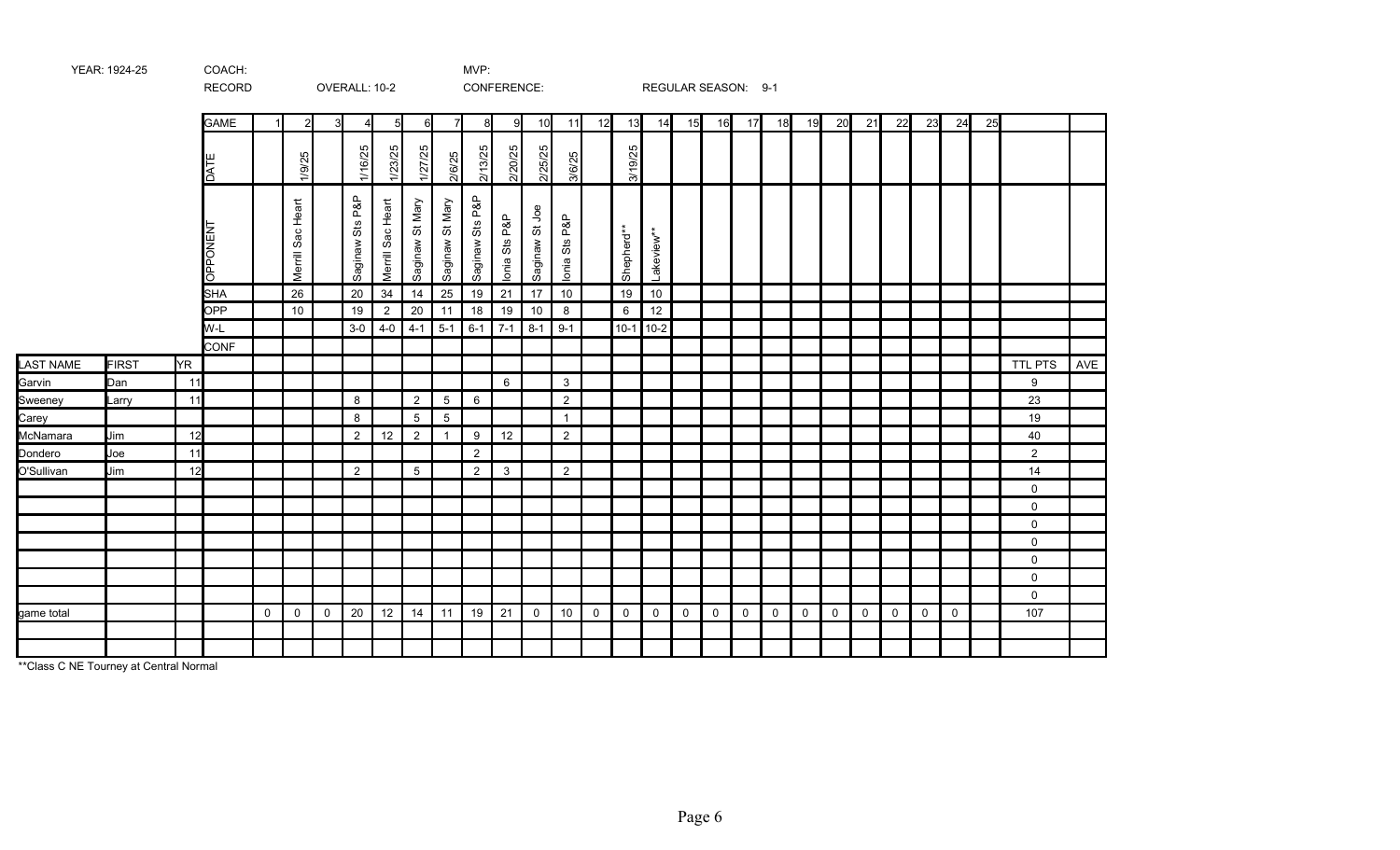YEAR: 1924-25 COACH: MVP:

RECORD OVERALL: 10-2 CONFERENCE: REGULAR SEASON: 9-1

| LAST NAME | FIRST | YR | | 1 | 2 | 3 | 4 | 5 | 6 | 7 | 8 | 9 | 10 | 11 | 12 | 13 | 14 | 15 | 16 | 17 | 18 | 19 | 20 | 21 | 22 | 23 | 24 | 25 | TTL PTS | AVE |
|---|---|---|---|---|---|---|---|---|---|---|---|---|---|---|---|---|---|---|---|---|---|---|---|---|---|---|---|---|---|---|
| | | | GAME | 1 | 2 | 3 | 4 | 5 | 6 | 7 | 8 | 9 | 10 | 11 | 12 | 13 | 14 | 15 | 16 | 17 | 18 | 19 | 20 | 21 | 22 | 23 | 24 | 25 | | |
| | | | DATE | | 1/9/25 | | 1/16/25 | 1/23/25 | 1/27/25 | 2/6/25 | 2/13/25 | 2/20/25 | 2/25/25 | 3/6/25 | | 3/19/25 | | | | | | | | | | | | | | |
| | | | OPPONENT | | Merrill Sac Heart | | Saginaw Sts P&P | Merrill Sac Heart | Saginaw St Mary | Saginaw St Mary | Saginaw Sts P&P | Ionia Sts P&P | Saginaw St Joe | Ionia Sts P&P | | Shepherd** | Lakeview** | | | | | | | | | | | | | |
| | | | SHA | | 26 | | 20 | 34 | 14 | 25 | 19 | 21 | 17 | 10 | | 19 | 10 | | | | | | | | | | | | | |
| | | | OPP | | 10 | | 19 | 2 | 20 | 11 | 18 | 19 | 10 | 8 | | 6 | 12 | | | | | | | | | | | | | |
| | | | W-L | | | | 3-0 | 4-0 | 4-1 | 5-1 | 6-1 | 7-1 | 8-1 | 9-1 | | 10-1 | 10-2 | | | | | | | | | | | | | |
| | | | CONF | | | | | | | | | | | | | | | | | | | | | | | | | | | |
| LAST NAME | FIRST | YR | | | | | | | | | | | | | | | | | | | | | | | | | | | TTL PTS | AVE |
| Garvin | Dan | 11 | | | | | | | | | | 6 | | 3 | | | | | | | | | | | | | | | 9 | |
| Sweeney | Larry | 11 | | | | | 8 | | 2 | 5 | 6 | | | 2 | | | | | | | | | | | | | | | 23 | |
| Carey | | | | | | | 8 | | 5 | 5 | | | | 1 | | | | | | | | | | | | | | | 19 | |
| McNamara | Jim | 12 | | | | | 2 | 12 | 2 | 1 | 9 | 12 | | 2 | | | | | | | | | | | | | | | 40 | |
| Dondero | Joe | 11 | | | | | | | | | 2 | | | | | | | | | | | | | | | | | | 2 | |
| O'Sullivan | Jim | 12 | | | | | 2 | | 5 | | 2 | 3 | | 2 | | | | | | | | | | | | | | | 14 | |
| | | | | | | | | | | | | | | | | | | | | | | | | | | | | | 0 | |
| | | | | | | | | | | | | | | | | | | | | | | | | | | | | | 0 | |
| | | | | | | | | | | | | | | | | | | | | | | | | | | | | | 0 | |
| | | | | | | | | | | | | | | | | | | | | | | | | | | | | | 0 | |
| | | | | | | | | | | | | | | | | | | | | | | | | | | | | | 0 | |
| | | | | | | | | | | | | | | | | | | | | | | | | | | | | | 0 | |
| | | | | | | | | | | | | | | | | | | | | | | | | | | | | | 0 | |
| game total | | | | 0 | 0 | 0 | 20 | 12 | 14 | 11 | 19 | 21 | 0 | 10 | 0 | 0 | 0 | 0 | 0 | 0 | 0 | 0 | 0 | 0 | 0 | 0 | 0 | 0 | 107 | |
| | | | | | | | | | | | | | | | | | | | | | | | | | | | | | | |
| | | | | | | | | | | | | | | | | | | | | | | | | | | | | | | |

**Class C NE Tourney at Central Normal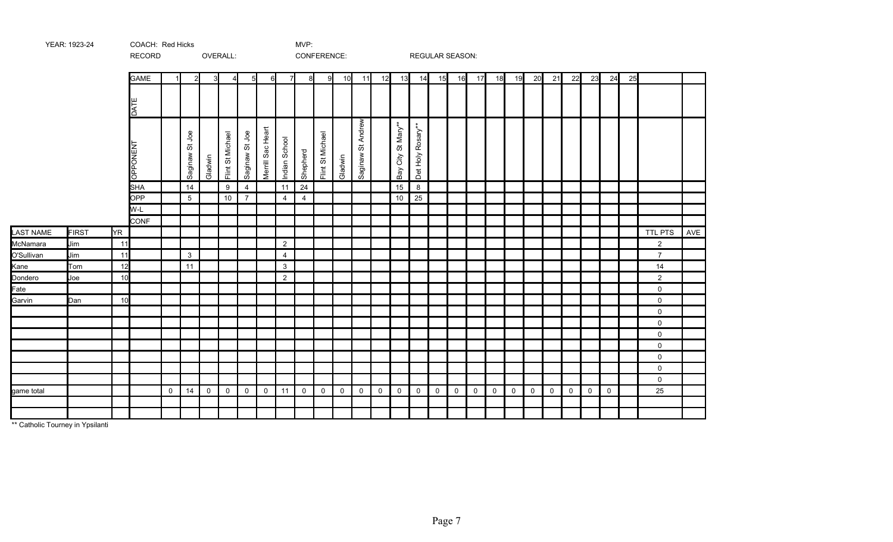YEAR: 1923-24 COACH: Red Hicks MVP:

RECORD OVERALL: CONFERENCE: REGULAR SEASON:

| | | | GAME | 1 | 2 | 3 | 4 | 5 | 6 | 7 | 8 | 9 | 10 | 11 | 12 | 13 | 14 | 15 | 16 | 17 | 18 | 19 | 20 | 21 | 22 | 23 | 24 | 25 | | |
|---|---|---|---|---|---|---|---|---|---|---|---|---|---|---|---|---|---|---|---|---|---|---|---|---|---|---|---|---|---|---|
| | | | DATE | | | | | | | | | | | | | | | | | | | | | | | | | | | |
| | | | OPPONENT | | Saginaw St Joe | Gladwin | Flint St Michael | Saginaw St Joe | Merrill Sac Heart | Indian School | Shepherd | Flint St Michael | Gladwin | Saginaw St Andrew | | Bay City St Mary** | Det Holy Rosary** | | | | | | | | | | | | | |
| | | | SHA | | 14 | | 9 | 4 | | 11 | 24 | | | | | 15 | 8 | | | | | | | | | | | | | |
| | | | OPP | | 5 | | 10 | 7 | | 4 | 4 | | | | | 10 | 25 | | | | | | | | | | | | | |
| | | | W-L | | | | | | | | | | | | | | | | | | | | | | | | | | | |
| | | | CONF | | | | | | | | | | | | | | | | | | | | | | | | | | | |
| LAST NAME | FIRST | YR | | | | | | | | | | | | | | | | | | | | | | | | | | | TTL PTS | AVE |
| McNamara | Jim | 11 | | | | | | | | 2 | | | | | | | | | | | | | | | | | | | 2 | |
| O'Sullivan | Jim | 11 | | | 3 | | | | | 4 | | | | | | | | | | | | | | | | | | | 7 | |
| Kane | Tom | 12 | | | 11 | | | | | 3 | | | | | | | | | | | | | | | | | | | 14 | |
| Dondero | Joe | 10 | | | | | | | | 2 | | | | | | | | | | | | | | | | | | | 2 | |
| Fate | | | | | | | | | | | | | | | | | | | | | | | | | | | | | 0 | |
| Garvin | Dan | 10 | | | | | | | | | | | | | | | | | | | | | | | | | | | 0 | |
| | | | | | | | | | | | | | | | | | | | | | | | | | | | | | 0 | |
| | | | | | | | | | | | | | | | | | | | | | | | | | | | | | 0 | |
| | | | | | | | | | | | | | | | | | | | | | | | | | | | | | 0 | |
| | | | | | | | | | | | | | | | | | | | | | | | | | | | | | 0 | |
| | | | | | | | | | | | | | | | | | | | | | | | | | | | | | 0 | |
| | | | | | | | | | | | | | | | | | | | | | | | | | | | | | 0 | |
| | | | | | | | | | | | | | | | | | | | | | | | | | | | | | 0 | |
| game total | | | | 0 | 14 | 0 | 0 | 0 | 0 | 11 | 0 | 0 | 0 | 0 | 0 | 0 | 0 | 0 | 0 | 0 | 0 | 0 | 0 | 0 | 0 | 0 | 0 | | 25 | |
| | | | | | | | | | | | | | | | | | | | | | | | | | | | | | | |
| | | | | | | | | | | | | | | | | | | | | | | | | | | | | | | |

** Catholic Tourney in Ypsilanti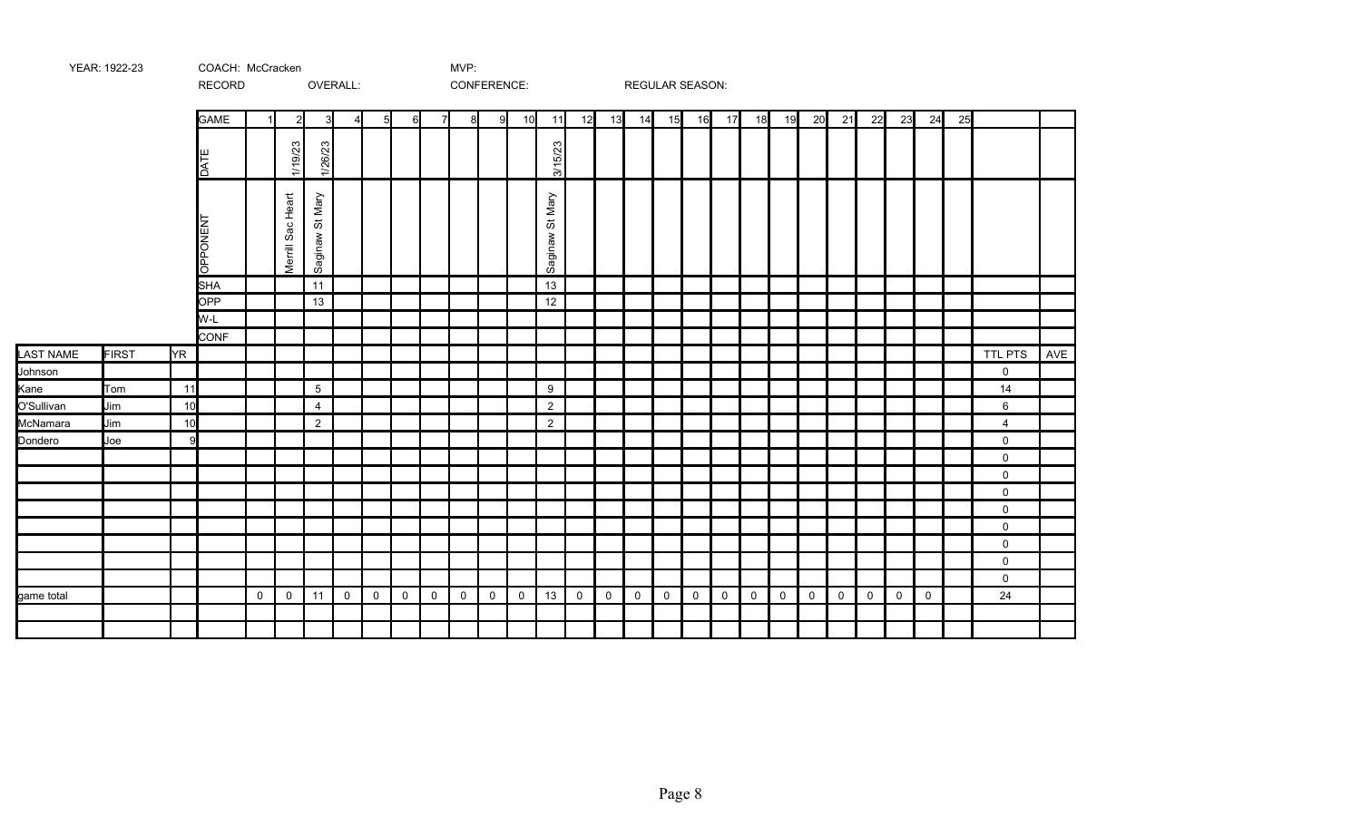YEAR: 1922-23 COACH: McCracken MVP:

RECORD OVERALL: CONFERENCE: REGULAR SEASON:

| | | | | | | | | | | | | | | | | | | | | | | | | | | | | | |
|---|---|---|---|---|---|---|---|---|---|---|---|---|---|---|---|---|---|---|---|---|---|---|---|---|---|---|---|---|---|
| | | | GAME | 1 | 2 | 3 | 4 | 5 | 6 | 7 | 8 | 9 | 10 | 11 | 12 | 13 | 14 | 15 | 16 | 17 | 18 | 19 | 20 | 21 | 22 | 23 | 24 | 25 | | |
| | | | DATE | | 1/19/23 | 1/26/23 | | | | | | | | 3/15/23 | | | | | | | | | | | | | | | | |
| | | | OPPONENT | | Merrill Sac Heart | Saginaw St Mary | | | | | | | | Saginaw St Mary | | | | | | | | | | | | | | | | |
| | | | SHA | | | 11 | | | | | | | | 13 | | | | | | | | | | | | | | | | |
| | | | OPP | | | 13 | | | | | | | | 12 | | | | | | | | | | | | | | | | |
| | | | W-L | | | | | | | | | | | | | | | | | | | | | | | | | | | |
| | | | CONF | | | | | | | | | | | | | | | | | | | | | | | | | | | |
| LAST NAME | FIRST | YR | | | | | | | | | | | | | | | | | | | | | | | | | | | TTL PTS | AVE |
| Johnson | | | | | | | | | | | | | | | | | | | | | | | | | | | | | 0 | |
| Kane | Tom | 11 | | | | 5 | | | | | | | | 9 | | | | | | | | | | | | | | | 14 | |
| O'Sullivan | Jim | 10 | | | | 4 | | | | | | | | 2 | | | | | | | | | | | | | | | 6 | |
| McNamara | Jim | 10 | | | | 2 | | | | | | | | 2 | | | | | | | | | | | | | | | 4 | |
| Dondero | Joe | 9 | | | | | | | | | | | | | | | | | | | | | | | | | | | 0 | |
| | | | | | | | | | | | | | | | | | | | | | | | | | | | | | 0 | |
| | | | | | | | | | | | | | | | | | | | | | | | | | | | | | 0 | |
| | | | | | | | | | | | | | | | | | | | | | | | | | | | | | 0 | |
| | | | | | | | | | | | | | | | | | | | | | | | | | | | | | 0 | |
| | | | | | | | | | | | | | | | | | | | | | | | | | | | | | 0 | |
| | | | | | | | | | | | | | | | | | | | | | | | | | | | | | 0 | |
| | | | | | | | | | | | | | | | | | | | | | | | | | | | | | 0 | |
| | | | | | | | | | | | | | | | | | | | | | | | | | | | | | 0 | |
| game total | | | | 0 | 0 | 11 | 0 | 0 | 0 | 0 | 0 | 0 | 0 | 13 | 0 | 0 | 0 | 0 | 0 | 0 | 0 | 0 | 0 | 0 | 0 | 0 | 0 | | 24 | |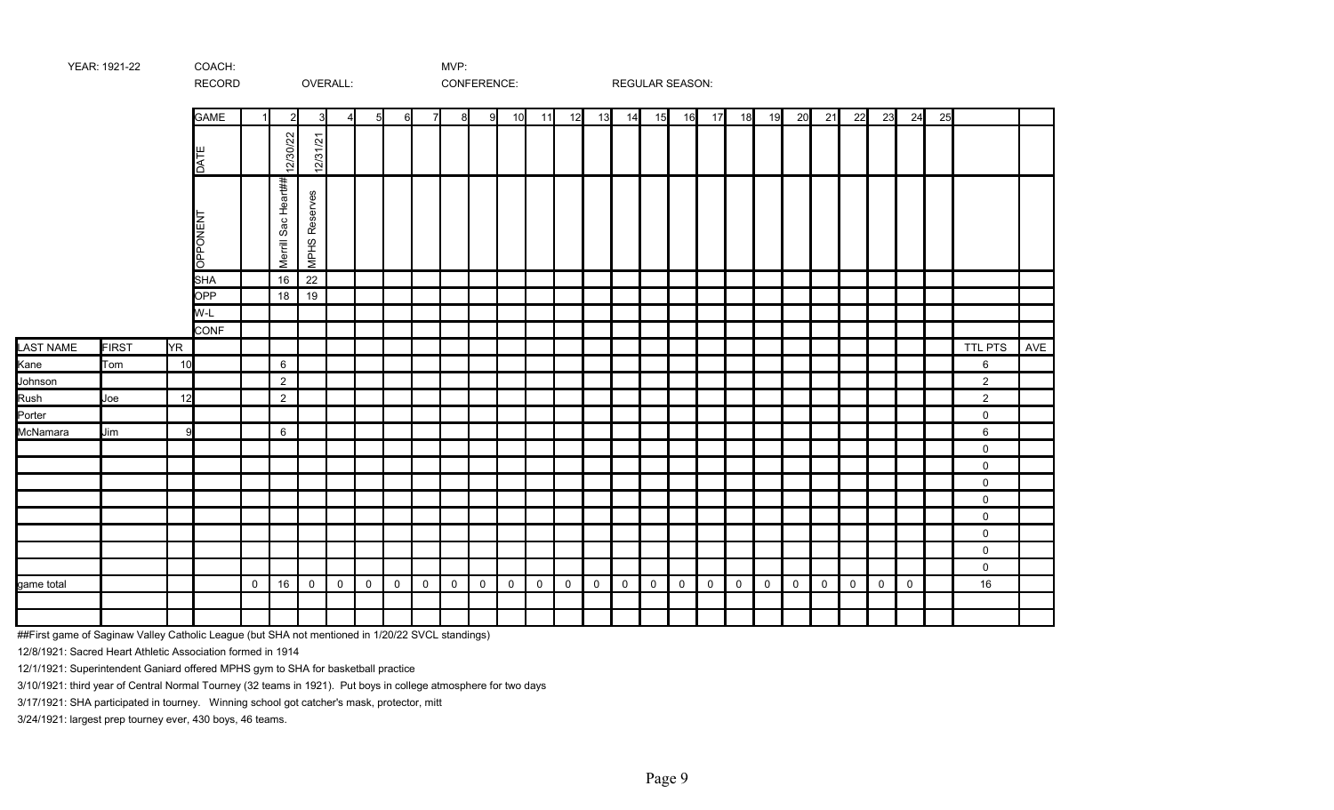YEAR: 1921-22 COACH: MVP:

RECORD OVERALL: CONFERENCE: REGULAR SEASON:

| | | | GAME | 1 | 2 | 3 | 4 | 5 | 6 | 7 | 8 | 9 | 10 | 11 | 12 | 13 | 14 | 15 | 16 | 17 | 18 | 19 | 20 | 21 | 22 | 23 | 24 | 25 | | |
|---|---|---|---|---|---|---|---|---|---|---|---|---|---|---|---|---|---|---|---|---|---|---|---|---|---|---|---|---|---|---|
| | | | DATE | | 12/30/22 | 12/31/21 | | | | | | | | | | | | | | | | | | | | | | | | |
| | | | OPPONENT | | Merrill Sac Heart## | MPHS Reserves | | | | | | | | | | | | | | | | | | | | | | | | |
| | | | SHA | | 16 | 22 | | | | | | | | | | | | | | | | | | | | | | | | |
| | | | OPP | | 18 | 19 | | | | | | | | | | | | | | | | | | | | | | | | |
| | | | W-L | | | | | | | | | | | | | | | | | | | | | | | | | | | |
| | | | CONF | | | | | | | | | | | | | | | | | | | | | | | | | | | |
| LAST NAME | FIRST | YR | | | | | | | | | | | | | | | | | | | | | | | | | | | TTL PTS | AVE |
| Kane | Tom | 10 | | | 6 | | | | | | | | | | | | | | | | | | | | | | | | 6 | |
| Johnson | | | | | 2 | | | | | | | | | | | | | | | | | | | | | | | | 2 | |
| Rush | Joe | 12 | | | 2 | | | | | | | | | | | | | | | | | | | | | | | | 2 | |
| Porter | | | | | | | | | | | | | | | | | | | | | | | | | | | | | 0 | |
| McNamara | Jim | 9 | | | 6 | | | | | | | | | | | | | | | | | | | | | | | | 6 | |
| | | | | | | | | | | | | | | | | | | | | | | | | | | | | | 0 | |
| | | | | | | | | | | | | | | | | | | | | | | | | | | | | | 0 | |
| | | | | | | | | | | | | | | | | | | | | | | | | | | | | | 0 | |
| | | | | | | | | | | | | | | | | | | | | | | | | | | | | | 0 | |
| | | | | | | | | | | | | | | | | | | | | | | | | | | | | | 0 | |
| | | | | | | | | | | | | | | | | | | | | | | | | | | | | | 0 | |
| | | | | | | | | | | | | | | | | | | | | | | | | | | | | | 0 | |
| | | | | | | | | | | | | | | | | | | | | | | | | | | | | | 0 | |
| game total | | | | 0 | 16 | 0 | 0 | 0 | 0 | 0 | 0 | 0 | 0 | 0 | 0 | 0 | 0 | 0 | 0 | 0 | 0 | 0 | 0 | 0 | 0 | 0 | 0 | | 16 | |

##First game of Saginaw Valley Catholic League (but SHA not mentioned in 1/20/22 SVCL standings)

12/8/1921: Sacred Heart Athletic Association formed in 1914

12/1/1921: Superintendent Ganiard offered MPHS gym to SHA for basketball practice

3/10/1921: third year of Central Normal Tourney (32 teams in 1921). Put boys in college atmosphere for two days

3/17/1921: SHA participated in tourney. Winning school got catcher's mask, protector, mitt

3/24/1921: largest prep tourney ever, 430 boys, 46 teams.